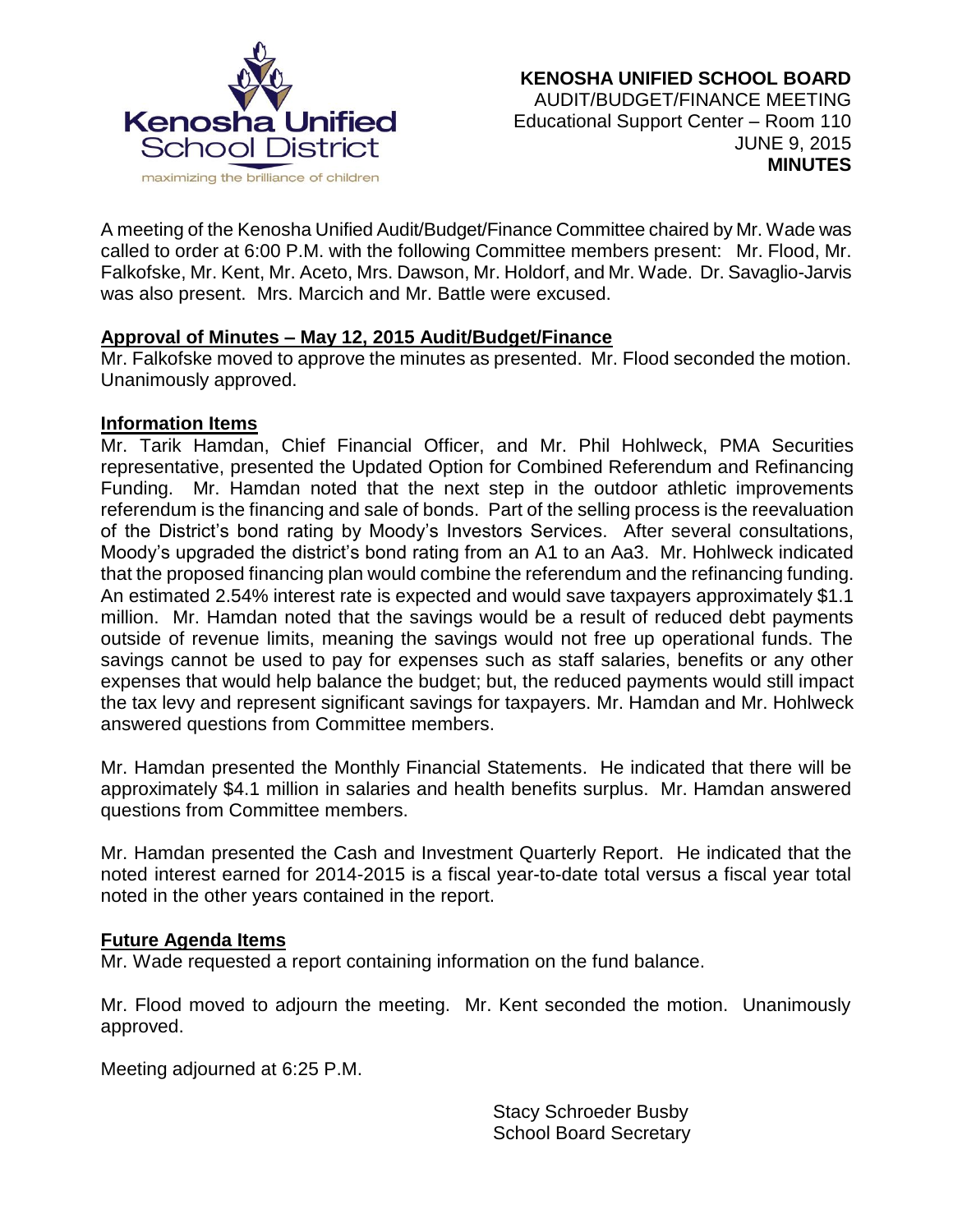Kenosha Unified School District

maximizing the brilliance of children

**KENOSHA UNIFIED SCHOOL BOARD**
AUDIT/BUDGET/FINANCE MEETING
Educational Support Center – Room 110
JUNE 9, 2015
**MINUTES**

A meeting of the Kenosha Unified Audit/Budget/Finance Committee chaired by Mr. Wade was called to order at 6:00 P.M. with the following Committee members present: Mr. Flood, Mr. Falkofske, Mr. Kent, Mr. Aceto, Mrs. Dawson, Mr. Holdorf, and Mr. Wade. Dr. Savaglio-Jarvis was also present. Mrs. Marcich and Mr. Battle were excused.

**Approval of Minutes – May 12, 2015 Audit/Budget/Finance**

Mr. Falkofske moved to approve the minutes as presented. Mr. Flood seconded the motion. Unanimously approved.

**Information Items**

Mr. Tarik Hamdan, Chief Financial Officer, and Mr. Phil Hohlweck, PMA Securities representative, presented the Updated Option for Combined Referendum and Refinancing Funding. Mr. Hamdan noted that the next step in the outdoor athletic improvements referendum is the financing and sale of bonds. Part of the selling process is the reevaluation of the District's bond rating by Moody's Investors Services. After several consultations, Moody's upgraded the district's bond rating from an A1 to an Aa3. Mr. Hohlweck indicated that the proposed financing plan would combine the referendum and the refinancing funding. An estimated 2.54% interest rate is expected and would save taxpayers approximately $1.1 million. Mr. Hamdan noted that the savings would be a result of reduced debt payments outside of revenue limits, meaning the savings would not free up operational funds. The savings cannot be used to pay for expenses such as staff salaries, benefits or any other expenses that would help balance the budget; but, the reduced payments would still impact the tax levy and represent significant savings for taxpayers. Mr. Hamdan and Mr. Hohlweck answered questions from Committee members.

Mr. Hamdan presented the Monthly Financial Statements. He indicated that there will be approximately $4.1 million in salaries and health benefits surplus. Mr. Hamdan answered questions from Committee members.

Mr. Hamdan presented the Cash and Investment Quarterly Report. He indicated that the noted interest earned for 2014-2015 is a fiscal year-to-date total versus a fiscal year total noted in the other years contained in the report.

**Future Agenda Items**

Mr. Wade requested a report containing information on the fund balance.

Mr. Flood moved to adjourn the meeting. Mr. Kent seconded the motion. Unanimously approved.

Meeting adjourned at 6:25 P.M.

Stacy Schroeder Busby
School Board Secretary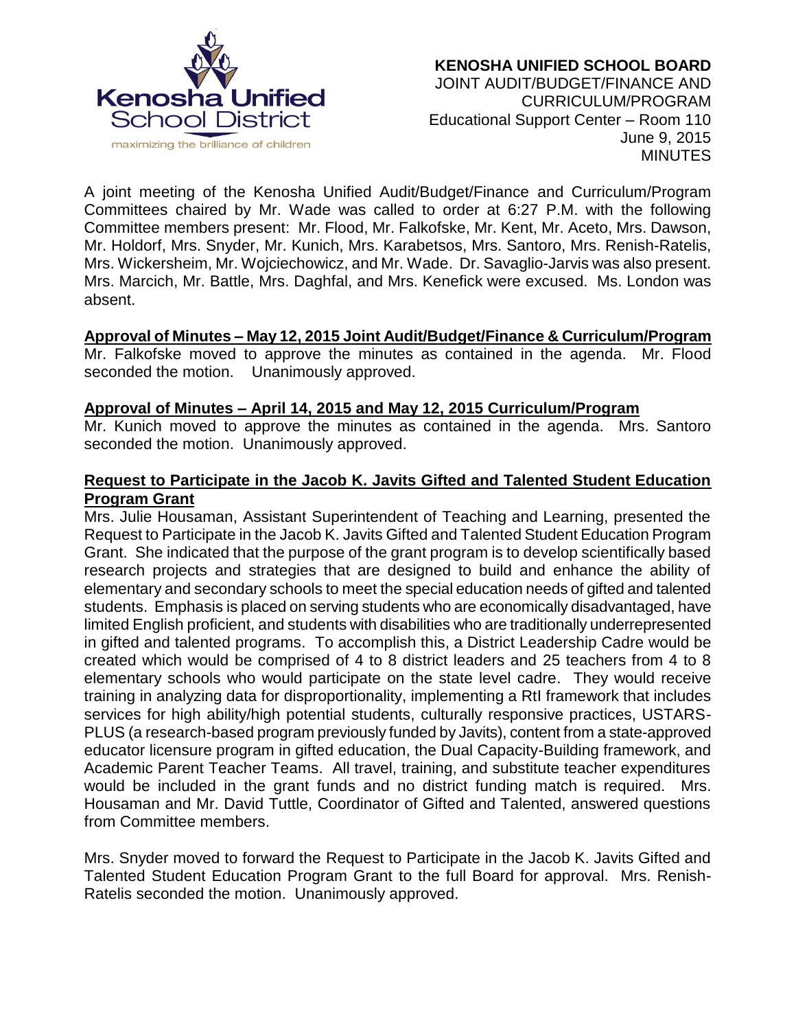**KENOSHA UNIFIED SCHOOL BOARD**
JOINT AUDIT/BUDGET/FINANCE AND CURRICULUM/PROGRAM
Educational Support Center – Room 110
June 9, 2015
MINUTES

A joint meeting of the Kenosha Unified Audit/Budget/Finance and Curriculum/Program Committees chaired by Mr. Wade was called to order at 6:27 P.M. with the following Committee members present: Mr. Flood, Mr. Falkofske, Mr. Kent, Mr. Aceto, Mrs. Dawson, Mr. Holdorf, Mrs. Snyder, Mr. Kunich, Mrs. Karabetsos, Mrs. Santoro, Mrs. Renish-Ratelis, Mrs. Wickersheim, Mr. Wojciechowicz, and Mr. Wade. Dr. Savaglio-Jarvis was also present. Mrs. Marcich, Mr. Battle, Mrs. Daghfal, and Mrs. Kenefick were excused. Ms. London was absent.

**Approval of Minutes – May 12, 2015 Joint Audit/Budget/Finance & Curriculum/Program**

Mr. Falkofske moved to approve the minutes as contained in the agenda. Mr. Flood seconded the motion. Unanimously approved.

**Approval of Minutes – April 14, 2015 and May 12, 2015 Curriculum/Program**

Mr. Kunich moved to approve the minutes as contained in the agenda. Mrs. Santoro seconded the motion. Unanimously approved.

**Request to Participate in the Jacob K. Javits Gifted and Talented Student Education Program Grant**

Mrs. Julie Housaman, Assistant Superintendent of Teaching and Learning, presented the Request to Participate in the Jacob K. Javits Gifted and Talented Student Education Program Grant. She indicated that the purpose of the grant program is to develop scientifically based research projects and strategies that are designed to build and enhance the ability of elementary and secondary schools to meet the special education needs of gifted and talented students. Emphasis is placed on serving students who are economically disadvantaged, have limited English proficient, and students with disabilities who are traditionally underrepresented in gifted and talented programs. To accomplish this, a District Leadership Cadre would be created which would be comprised of 4 to 8 district leaders and 25 teachers from 4 to 8 elementary schools who would participate on the state level cadre. They would receive training in analyzing data for disproportionality, implementing a RtI framework that includes services for high ability/high potential students, culturally responsive practices, USTARS-PLUS (a research-based program previously funded by Javits), content from a state-approved educator licensure program in gifted education, the Dual Capacity-Building framework, and Academic Parent Teacher Teams. All travel, training, and substitute teacher expenditures would be included in the grant funds and no district funding match is required. Mrs. Housaman and Mr. David Tuttle, Coordinator of Gifted and Talented, answered questions from Committee members.

Mrs. Snyder moved to forward the Request to Participate in the Jacob K. Javits Gifted and Talented Student Education Program Grant to the full Board for approval. Mrs. Renish-Ratelis seconded the motion. Unanimously approved.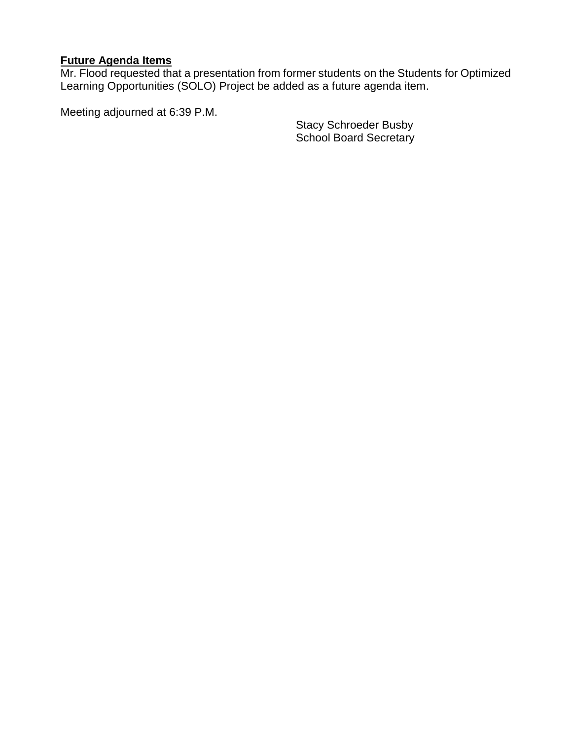**Future Agenda Items**

Mr. Flood requested that a presentation from former students on the Students for Optimized Learning Opportunities (SOLO) Project be added as a future agenda item.

Meeting adjourned at 6:39 P.M.

Stacy Schroeder Busby
School Board Secretary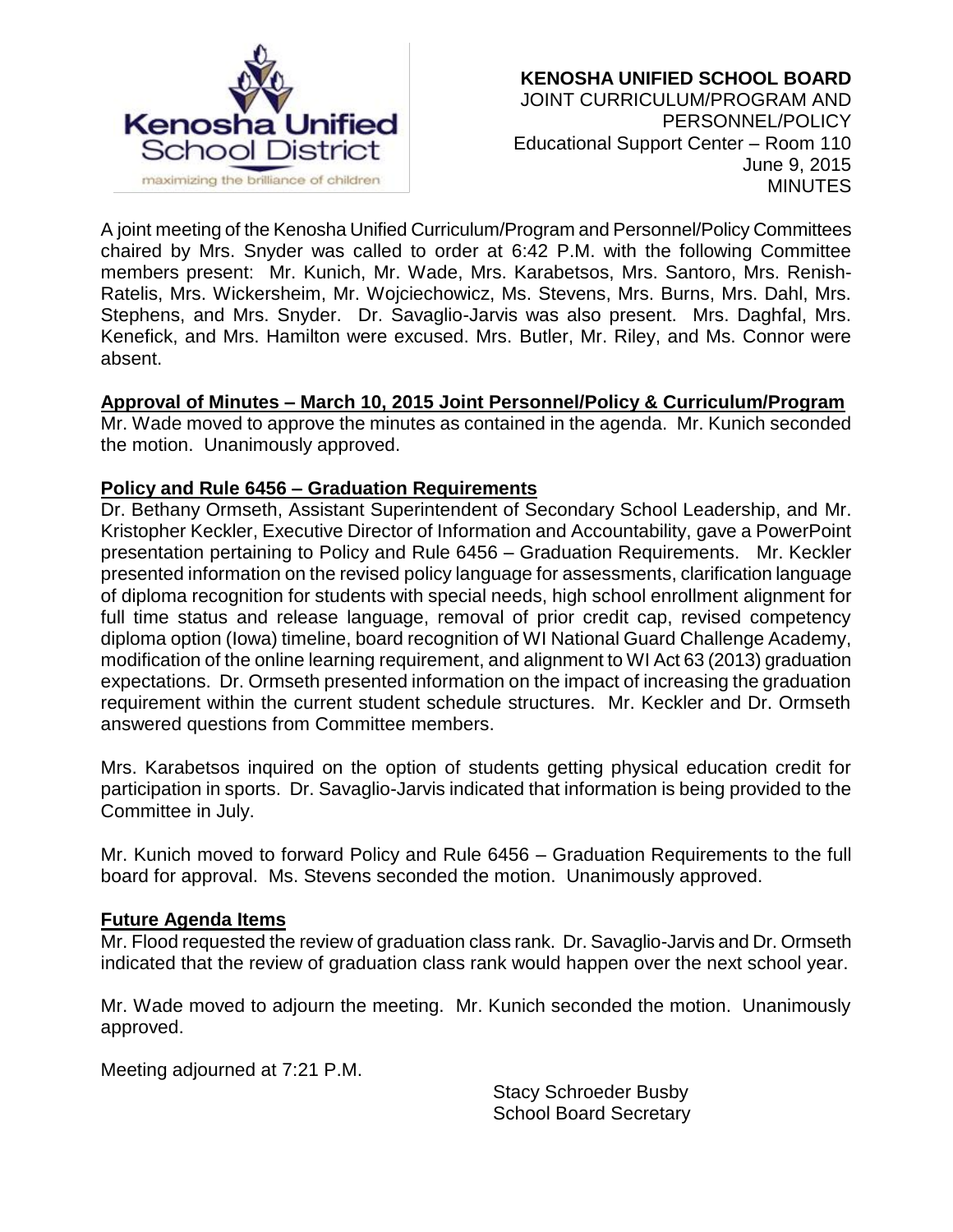**KENOSHA UNIFIED SCHOOL BOARD**
JOINT CURRICULUM/PROGRAM AND PERSONNEL/POLICY
Educational Support Center – Room 110
June 9, 2015
MINUTES

A joint meeting of the Kenosha Unified Curriculum/Program and Personnel/Policy Committees chaired by Mrs. Snyder was called to order at 6:42 P.M. with the following Committee members present: Mr. Kunich, Mr. Wade, Mrs. Karabetsos, Mrs. Santoro, Mrs. Renish-Ratelis, Mrs. Wickersheim, Mr. Wojciechowicz, Ms. Stevens, Mrs. Burns, Mrs. Dahl, Mrs. Stephens, and Mrs. Snyder. Dr. Savaglio-Jarvis was also present. Mrs. Daghfal, Mrs. Kenefick, and Mrs. Hamilton were excused. Mrs. Butler, Mr. Riley, and Ms. Connor were absent.

**Approval of Minutes – March 10, 2015 Joint Personnel/Policy & Curriculum/Program**

Mr. Wade moved to approve the minutes as contained in the agenda. Mr. Kunich seconded the motion. Unanimously approved.

**Policy and Rule 6456 – Graduation Requirements**

Dr. Bethany Ormseth, Assistant Superintendent of Secondary School Leadership, and Mr. Kristopher Keckler, Executive Director of Information and Accountability, gave a PowerPoint presentation pertaining to Policy and Rule 6456 – Graduation Requirements. Mr. Keckler presented information on the revised policy language for assessments, clarification language of diploma recognition for students with special needs, high school enrollment alignment for full time status and release language, removal of prior credit cap, revised competency diploma option (Iowa) timeline, board recognition of WI National Guard Challenge Academy, modification of the online learning requirement, and alignment to WI Act 63 (2013) graduation expectations. Dr. Ormseth presented information on the impact of increasing the graduation requirement within the current student schedule structures. Mr. Keckler and Dr. Ormseth answered questions from Committee members.

Mrs. Karabetsos inquired on the option of students getting physical education credit for participation in sports. Dr. Savaglio-Jarvis indicated that information is being provided to the Committee in July.

Mr. Kunich moved to forward Policy and Rule 6456 – Graduation Requirements to the full board for approval. Ms. Stevens seconded the motion. Unanimously approved.

**Future Agenda Items**

Mr. Flood requested the review of graduation class rank. Dr. Savaglio-Jarvis and Dr. Ormseth indicated that the review of graduation class rank would happen over the next school year.

Mr. Wade moved to adjourn the meeting. Mr. Kunich seconded the motion. Unanimously approved.

Meeting adjourned at 7:21 P.M.

Stacy Schroeder Busby
School Board Secretary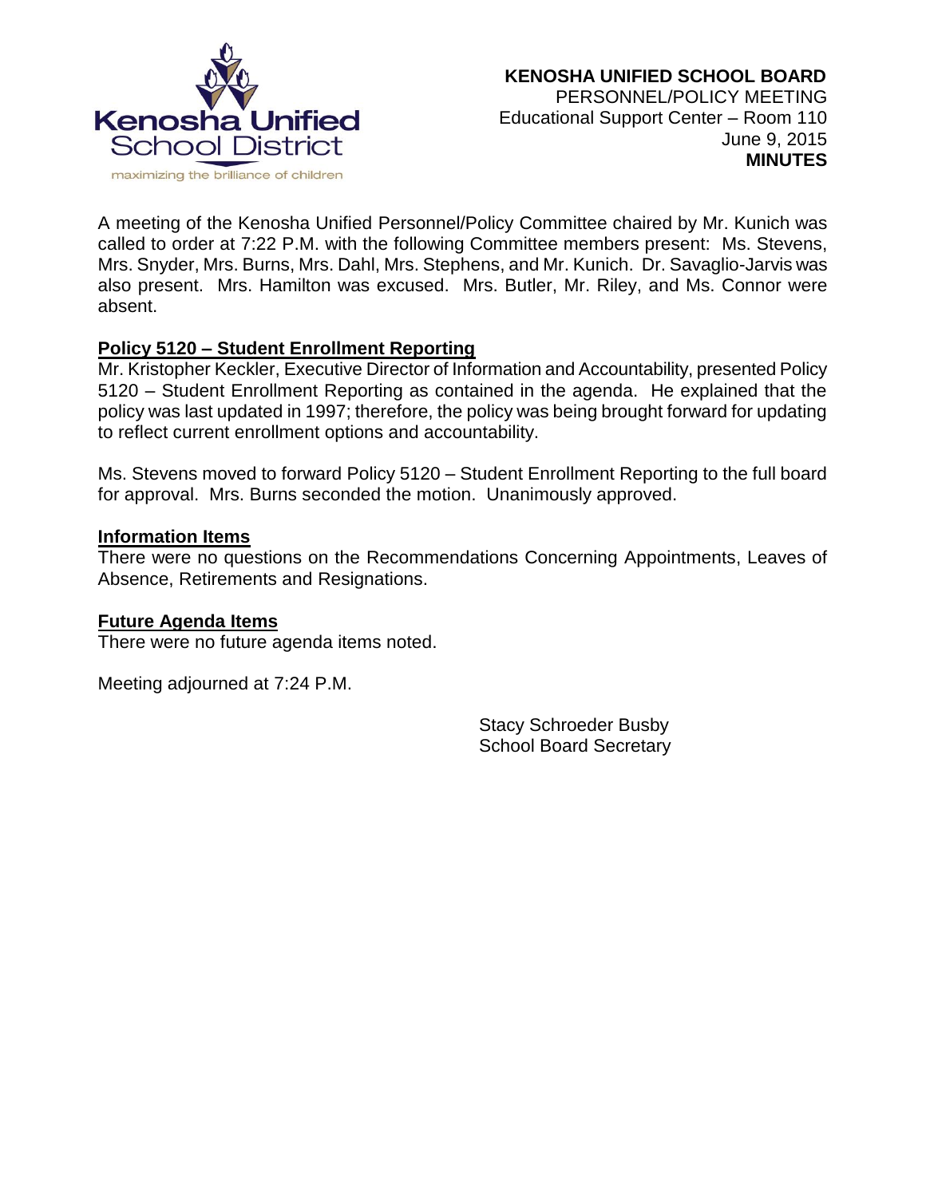Kenosha Unified School District

maximizing the brilliance of children

**KENOSHA UNIFIED SCHOOL BOARD**
PERSONNEL/POLICY MEETING
Educational Support Center – Room 110
June 9, 2015
**MINUTES**

A meeting of the Kenosha Unified Personnel/Policy Committee chaired by Mr. Kunich was called to order at 7:22 P.M. with the following Committee members present: Ms. Stevens, Mrs. Snyder, Mrs. Burns, Mrs. Dahl, Mrs. Stephens, and Mr. Kunich. Dr. Savaglio-Jarvis was also present. Mrs. Hamilton was excused. Mrs. Butler, Mr. Riley, and Ms. Connor were absent.

**Policy 5120 – Student Enrollment Reporting**

Mr. Kristopher Keckler, Executive Director of Information and Accountability, presented Policy 5120 – Student Enrollment Reporting as contained in the agenda. He explained that the policy was last updated in 1997; therefore, the policy was being brought forward for updating to reflect current enrollment options and accountability.

Ms. Stevens moved to forward Policy 5120 – Student Enrollment Reporting to the full board for approval. Mrs. Burns seconded the motion. Unanimously approved.

**Information Items**

There were no questions on the Recommendations Concerning Appointments, Leaves of Absence, Retirements and Resignations.

**Future Agenda Items**

There were no future agenda items noted.

Meeting adjourned at 7:24 P.M.

Stacy Schroeder Busby
School Board Secretary